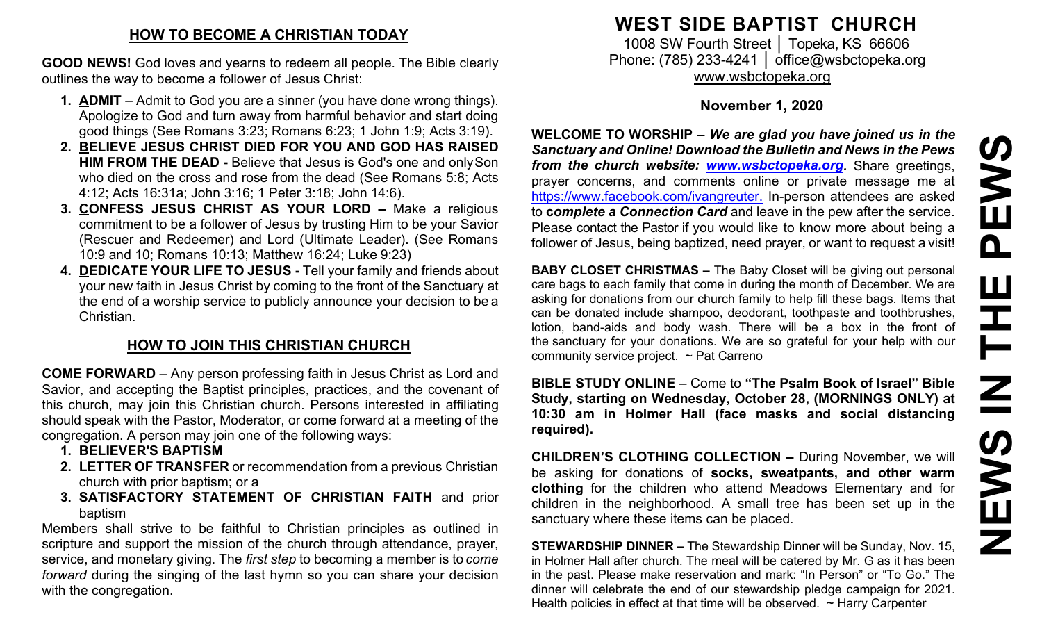## HOW TO BECOME A CHRISTIAN TODAY

**GOOD NEWS!** God loves and yearns to redeem all people. The Bible clearly outlines the way to become a follower of Jesus Christ:

1. **ADMIT** – Admit to God you are a sinner (you have done wrong things). Apologize to God and turn away from harmful behavior and start doing good things (See Romans 3:23; Romans 6:23; 1 John 1:9; Acts 3:19).
2. **BELIEVE JESUS CHRIST DIED FOR YOU AND GOD HAS RAISED HIM FROM THE DEAD -** Believe that Jesus is God's one and only Son who died on the cross and rose from the dead (See Romans 5:8; Acts 4:12; Acts 16:31a; John 3:16; 1 Peter 3:18; John 14:6).
3. **CONFESS JESUS CHRIST AS YOUR LORD –** Make a religious commitment to be a follower of Jesus by trusting Him to be your Savior (Rescuer and Redeemer) and Lord (Ultimate Leader). (See Romans 10:9 and 10; Romans 10:13; Matthew 16:24; Luke 9:23)
4. **DEDICATE YOUR LIFE TO JESUS -** Tell your family and friends about your new faith in Jesus Christ by coming to the front of the Sanctuary at the end of a worship service to publicly announce your decision to be a Christian.

## HOW TO JOIN THIS CHRISTIAN CHURCH

**COME FORWARD** – Any person professing faith in Jesus Christ as Lord and Savior, and accepting the Baptist principles, practices, and the covenant of this church, may join this Christian church. Persons interested in affiliating should speak with the Pastor, Moderator, or come forward at a meeting of the congregation. A person may join one of the following ways:

1. **BELIEVER'S BAPTISM**
2. **LETTER OF TRANSFER** or recommendation from a previous Christian church with prior baptism; or a
3. **SATISFACTORY STATEMENT OF CHRISTIAN FAITH** and prior baptism

Members shall strive to be faithful to Christian principles as outlined in scripture and support the mission of the church through attendance, prayer, service, and monetary giving. The *first step* to becoming a member is to *come forward* during the singing of the last hymn so you can share your decision with the congregation.

# WEST SIDE BAPTIST CHURCH

1008 SW Fourth Street │ Topeka, KS 66606
Phone: (785) 233-4241 │ office@wsbctopeka.org
www.wsbctopeka.org

**November 1, 2020**

**WELCOME TO WORSHIP –** ***We are glad you have joined us in the Sanctuary and Online! Download the Bulletin and News in the Pews from the church website: www.wsbctopeka.org.*** Share greetings, prayer concerns, and comments online or private message me at https://www.facebook.com/ivangreuter. In-person attendees are asked to ***complete a Connection Card*** and leave in the pew after the service. Please contact the Pastor if you would like to know more about being a follower of Jesus, being baptized, need prayer, or want to request a visit!

**BABY CLOSET CHRISTMAS –** The Baby Closet will be giving out personal care bags to each family that come in during the month of December. We are asking for donations from our church family to help fill these bags. Items that can be donated include shampoo, deodorant, toothpaste and toothbrushes, lotion, band-aids and body wash. There will be a box in the front of the sanctuary for your donations. We are so grateful for your help with our community service project. ~ Pat Carreno

**BIBLE STUDY ONLINE** – Come to **"The Psalm Book of Israel" Bible Study, starting on Wednesday, October 28, (MORNINGS ONLY) at 10:30 am in Holmer Hall (face masks and social distancing required).**

**CHILDREN'S CLOTHING COLLECTION –** During November, we will be asking for donations of **socks, sweatpants, and other warm clothing** for the children who attend Meadows Elementary and for children in the neighborhood. A small tree has been set up in the sanctuary where these items can be placed.

**STEWARDSHIP DINNER –** The Stewardship Dinner will be Sunday, Nov. 15, in Holmer Hall after church. The meal will be catered by Mr. G as it has been in the past. Please make reservation and mark: "In Person" or "To Go." The dinner will celebrate the end of our stewardship pledge campaign for 2021. Health policies in effect at that time will be observed. ~ Harry Carpenter

# NEWS IN THE PEWS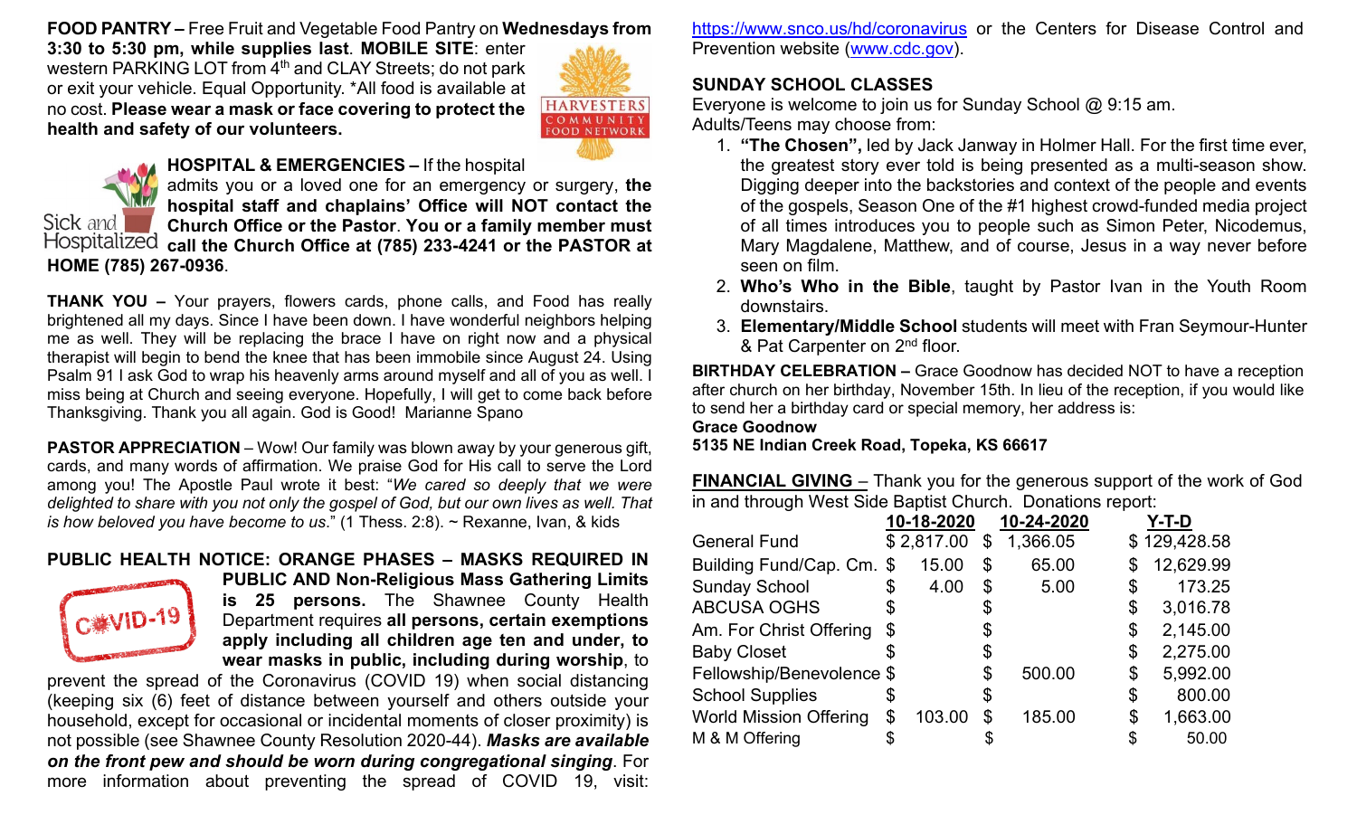**FOOD PANTRY –** Free Fruit and Vegetable Food Pantry on **Wednesdays from 3:30 to 5:30 pm, while supplies last**. **MOBILE SITE**: enter western PARKING LOT from 4th and CLAY Streets; do not park or exit your vehicle. Equal Opportunity. *All food is available at no cost. **Please wear a mask or face covering to protect the health and safety of our volunteers.**

**HOSPITAL & EMERGENCIES –** If the hospital admits you or a loved one for an emergency or surgery, **the hospital staff and chaplains' Office will NOT contact the Church Office or the Pastor**. **You or a family member must call the Church Office at (785) 233-4241 or the PASTOR at HOME (785) 267-0936**.

**THANK YOU –** Your prayers, flowers cards, phone calls, and Food has really brightened all my days. Since I have been down. I have wonderful neighbors helping me as well. They will be replacing the brace I have on right now and a physical therapist will begin to bend the knee that has been immobile since August 24. Using Psalm 91 I ask God to wrap his heavenly arms around myself and all of you as well. I miss being at Church and seeing everyone. Hopefully, I will get to come back before Thanksgiving. Thank you all again. God is Good! Marianne Spano

**PASTOR APPRECIATION** – Wow! Our family was blown away by your generous gift, cards, and many words of affirmation. We praise God for His call to serve the Lord among you! The Apostle Paul wrote it best: "*We cared so deeply that we were delighted to share with you not only the gospel of God, but our own lives as well. That is how beloved you have become to us.*" (1 Thess. 2:8). ~ Rexanne, Ivan, & kids

**PUBLIC HEALTH NOTICE: ORANGE PHASES – MASKS REQUIRED IN PUBLIC AND Non-Religious Mass Gathering Limits is 25 persons.** The Shawnee County Health Department requires **all persons, certain exemptions apply including all children age ten and under, to wear masks in public, including during worship**, to prevent the spread of the Coronavirus (COVID 19) when social distancing (keeping six (6) feet of distance between yourself and others outside your household, except for occasional or incidental moments of closer proximity) is not possible (see Shawnee County Resolution 2020-44). ***Masks are available on the front pew and should be worn during congregational singing***. For more information about preventing the spread of COVID 19, visit: https://www.snco.us/hd/coronavirus or the Centers for Disease Control and Prevention website (www.cdc.gov).

**SUNDAY SCHOOL CLASSES**

Everyone is welcome to join us for Sunday School @ 9:15 am.
Adults/Teens may choose from:

1. **"The Chosen",** led by Jack Janway in Holmer Hall. For the first time ever, the greatest story ever told is being presented as a multi-season show. Digging deeper into the backstories and context of the people and events of the gospels, Season One of the #1 highest crowd-funded media project of all times introduces you to people such as Simon Peter, Nicodemus, Mary Magdalene, Matthew, and of course, Jesus in a way never before seen on film.
2. **Who's Who in the Bible**, taught by Pastor Ivan in the Youth Room downstairs.
3. **Elementary/Middle School** students will meet with Fran Seymour-Hunter & Pat Carpenter on 2nd floor.

**BIRTHDAY CELEBRATION –** Grace Goodnow has decided NOT to have a reception after church on her birthday, November 15th. In lieu of the reception, if you would like to send her a birthday card or special memory, her address is:
**Grace Goodnow**
**5135 NE Indian Creek Road, Topeka, KS 66617**

**FINANCIAL GIVING** – Thank you for the generous support of the work of God in and through West Side Baptist Church. Donations report:

| | 10-18-2020 | 10-24-2020 | Y-T-D |
|---|---|---|---|
| General Fund | $ 2,817.00 | $ 1,366.05 | $ 129,428.58 |
| Building Fund/Cap. Cm. | $ 15.00 | $ 65.00 | $ 12,629.99 |
| Sunday School | $ 4.00 | $ 5.00 | $ 173.25 |
| ABCUSA OGHS | $ | $ | $ 3,016.78 |
| Am. For Christ Offering | $ | $ | $ 2,145.00 |
| Baby Closet | $ | $ | $ 2,275.00 |
| Fellowship/Benevolence | $ | $ 500.00 | $ 5,992.00 |
| School Supplies | $ | $ | $ 800.00 |
| World Mission Offering | $ 103.00 | $ 185.00 | $ 1,663.00 |
| M & M Offering | $ | $ | $ 50.00 |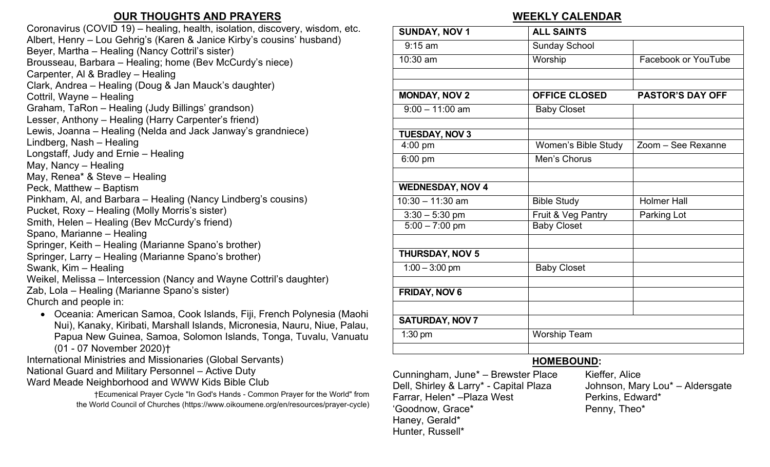## OUR THOUGHTS AND PRAYERS

Coronavirus (COVID 19) – healing, health, isolation, discovery, wisdom, etc.
Albert, Henry – Lou Gehrig's (Karen & Janice Kirby's cousins' husband)
Beyer, Martha – Healing (Nancy Cottril's sister)
Brousseau, Barbara – Healing; home (Bev McCurdy's niece)
Carpenter, Al & Bradley – Healing
Clark, Andrea – Healing (Doug & Jan Mauck's daughter)
Cottril, Wayne – Healing
Graham, TaRon – Healing (Judy Billings' grandson)
Lesser, Anthony – Healing (Harry Carpenter's friend)
Lewis, Joanna – Healing (Nelda and Jack Janway's grandniece)
Lindberg, Nash – Healing
Longstaff, Judy and Ernie – Healing
May, Nancy – Healing
May, Renea* & Steve – Healing
Peck, Matthew – Baptism
Pinkham, Al, and Barbara – Healing (Nancy Lindberg's cousins)
Pucket, Roxy – Healing (Molly Morris's sister)
Smith, Helen – Healing (Bev McCurdy's friend)
Spano, Marianne – Healing
Springer, Keith – Healing (Marianne Spano's brother)
Springer, Larry – Healing (Marianne Spano's brother)
Swank, Kim – Healing
Weikel, Melissa – Intercession (Nancy and Wayne Cottril's daughter)
Zab, Lola – Healing (Marianne Spano's sister)
Church and people in:

- Oceania: American Samoa, Cook Islands, Fiji, French Polynesia (Maohi Nui), Kanaky, Kiribati, Marshall Islands, Micronesia, Nauru, Niue, Palau, Papua New Guinea, Samoa, Solomon Islands, Tonga, Tuvalu, Vanuatu (01 - 07 November 2020)†

International Ministries and Missionaries (Global Servants)
National Guard and Military Personnel – Active Duty
Ward Meade Neighborhood and WWW Kids Bible Club

†Ecumenical Prayer Cycle "In God's Hands - Common Prayer for the World" from the World Council of Churches (https://www.oikoumene.org/en/resources/prayer-cycle)

## WEEKLY CALENDAR

| | | |
|---|---|---|
| **SUNDAY, NOV 1** | **ALL SAINTS** | |
| 9:15 am | Sunday School | |
| 10:30 am | Worship | Facebook or YouTube |
| | | |
| | | |
| **MONDAY, NOV 2** | **OFFICE CLOSED** | **PASTOR'S DAY OFF** |
| 9:00 – 11:00 am | Baby Closet | |
| | | |
| **TUESDAY, NOV 3** | | |
| 4:00 pm | Women's Bible Study | Zoom – See Rexanne |
| 6:00 pm | Men's Chorus | |
| | | |
| **WEDNESDAY, NOV 4** | | |
| 10:30 – 11:30 am | Bible Study | Holmer Hall |
| 3:30 – 5:30 pm | Fruit & Veg Pantry | Parking Lot |
| 5:00 – 7:00 pm | Baby Closet | |
| | | |
| **THURSDAY, NOV 5** | | |
| 1:00 – 3:00 pm | Baby Closet | |
| | | |
| **FRIDAY, NOV 6** | | |
| | | |
| **SATURDAY, NOV 7** | | |
| 1:30 pm | Worship Team | |
| | | |

## HOMEBOUND:

Cunningham, June* – Brewster Place
Dell, Shirley & Larry* - Capital Plaza
Farrar, Helen* –Plaza West
'Goodnow, Grace*
Haney, Gerald*
Hunter, Russell*
Kieffer, Alice
Johnson, Mary Lou* – Aldersgate
Perkins, Edward*
Penny, Theo*